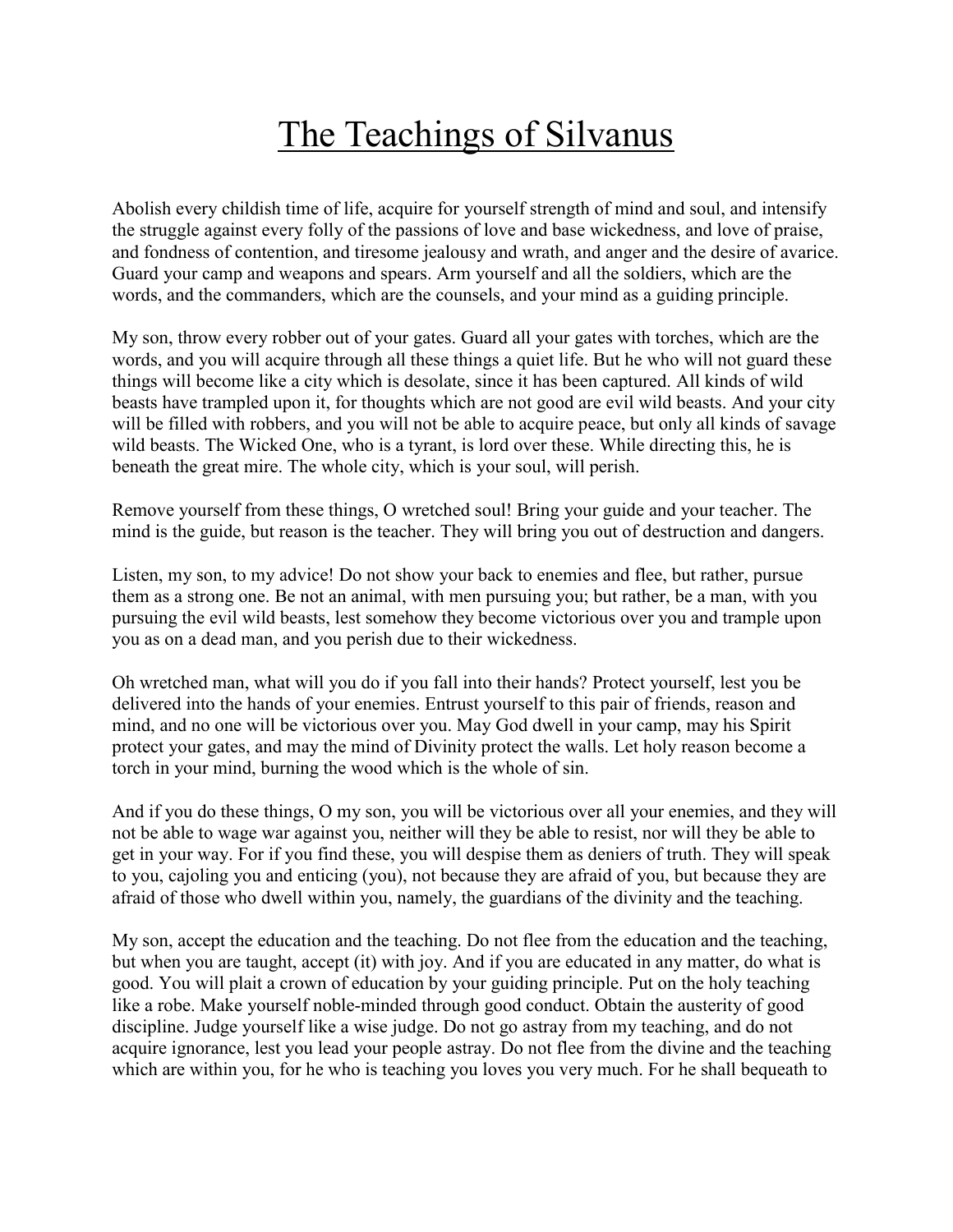# The Teachings of Silvanus

Abolish every childish time of life, acquire for yourself strength of mind and soul, and intensify the struggle against every folly of the passions of love and base wickedness, and love of praise, and fondness of contention, and tiresome jealousy and wrath, and anger and the desire of avarice. Guard your camp and weapons and spears. Arm yourself and all the soldiers, which are the words, and the commanders, which are the counsels, and your mind as a guiding principle.

My son, throw every robber out of your gates. Guard all your gates with torches, which are the words, and you will acquire through all these things a quiet life. But he who will not guard these things will become like a city which is desolate, since it has been captured. All kinds of wild beasts have trampled upon it, for thoughts which are not good are evil wild beasts. And your city will be filled with robbers, and you will not be able to acquire peace, but only all kinds of savage wild beasts. The Wicked One, who is a tyrant, is lord over these. While directing this, he is beneath the great mire. The whole city, which is your soul, will perish.

Remove yourself from these things, O wretched soul! Bring your guide and your teacher. The mind is the guide, but reason is the teacher. They will bring you out of destruction and dangers.

Listen, my son, to my advice! Do not show your back to enemies and flee, but rather, pursue them as a strong one. Be not an animal, with men pursuing you; but rather, be a man, with you pursuing the evil wild beasts, lest somehow they become victorious over you and trample upon you as on a dead man, and you perish due to their wickedness.

Oh wretched man, what will you do if you fall into their hands? Protect yourself, lest you be delivered into the hands of your enemies. Entrust yourself to this pair of friends, reason and mind, and no one will be victorious over you. May God dwell in your camp, may his Spirit protect your gates, and may the mind of Divinity protect the walls. Let holy reason become a torch in your mind, burning the wood which is the whole of sin.

And if you do these things, O my son, you will be victorious over all your enemies, and they will not be able to wage war against you, neither will they be able to resist, nor will they be able to get in your way. For if you find these, you will despise them as deniers of truth. They will speak to you, cajoling you and enticing (you), not because they are afraid of you, but because they are afraid of those who dwell within you, namely, the guardians of the divinity and the teaching.

My son, accept the education and the teaching. Do not flee from the education and the teaching, but when you are taught, accept (it) with joy. And if you are educated in any matter, do what is good. You will plait a crown of education by your guiding principle. Put on the holy teaching like a robe. Make yourself noble-minded through good conduct. Obtain the austerity of good discipline. Judge yourself like a wise judge. Do not go astray from my teaching, and do not acquire ignorance, lest you lead your people astray. Do not flee from the divine and the teaching which are within you, for he who is teaching you loves you very much. For he shall bequeath to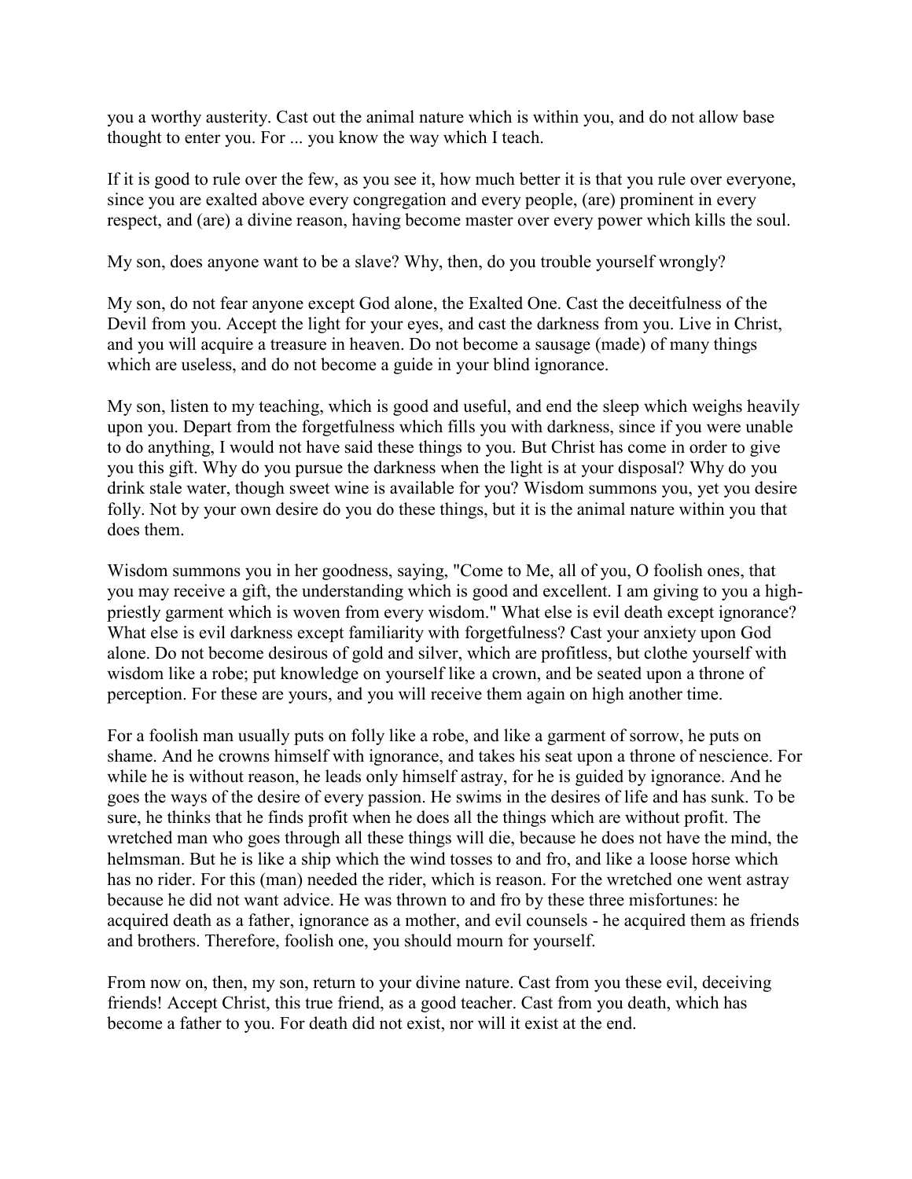you a worthy austerity. Cast out the animal nature which is within you, and do not allow base thought to enter you. For ... you know the way which I teach.

If it is good to rule over the few, as you see it, how much better it is that you rule over everyone, since you are exalted above every congregation and every people, (are) prominent in every respect, and (are) a divine reason, having become master over every power which kills the soul.

My son, does anyone want to be a slave? Why, then, do you trouble yourself wrongly?

My son, do not fear anyone except God alone, the Exalted One. Cast the deceitfulness of the Devil from you. Accept the light for your eyes, and cast the darkness from you. Live in Christ, and you will acquire a treasure in heaven. Do not become a sausage (made) of many things which are useless, and do not become a guide in your blind ignorance.

My son, listen to my teaching, which is good and useful, and end the sleep which weighs heavily upon you. Depart from the forgetfulness which fills you with darkness, since if you were unable to do anything, I would not have said these things to you. But Christ has come in order to give you this gift. Why do you pursue the darkness when the light is at your disposal? Why do you drink stale water, though sweet wine is available for you? Wisdom summons you, yet you desire folly. Not by your own desire do you do these things, but it is the animal nature within you that does them.

Wisdom summons you in her goodness, saying, "Come to Me, all of you, O foolish ones, that you may receive a gift, the understanding which is good and excellent. I am giving to you a high-priestly garment which is woven from every wisdom." What else is evil death except ignorance? What else is evil darkness except familiarity with forgetfulness? Cast your anxiety upon God alone. Do not become desirous of gold and silver, which are profitless, but clothe yourself with wisdom like a robe; put knowledge on yourself like a crown, and be seated upon a throne of perception. For these are yours, and you will receive them again on high another time.

For a foolish man usually puts on folly like a robe, and like a garment of sorrow, he puts on shame. And he crowns himself with ignorance, and takes his seat upon a throne of nescience. For while he is without reason, he leads only himself astray, for he is guided by ignorance. And he goes the ways of the desire of every passion. He swims in the desires of life and has sunk. To be sure, he thinks that he finds profit when he does all the things which are without profit. The wretched man who goes through all these things will die, because he does not have the mind, the helmsman. But he is like a ship which the wind tosses to and fro, and like a loose horse which has no rider. For this (man) needed the rider, which is reason. For the wretched one went astray because he did not want advice. He was thrown to and fro by these three misfortunes: he acquired death as a father, ignorance as a mother, and evil counsels - he acquired them as friends and brothers. Therefore, foolish one, you should mourn for yourself.

From now on, then, my son, return to your divine nature. Cast from you these evil, deceiving friends! Accept Christ, this true friend, as a good teacher. Cast from you death, which has become a father to you. For death did not exist, nor will it exist at the end.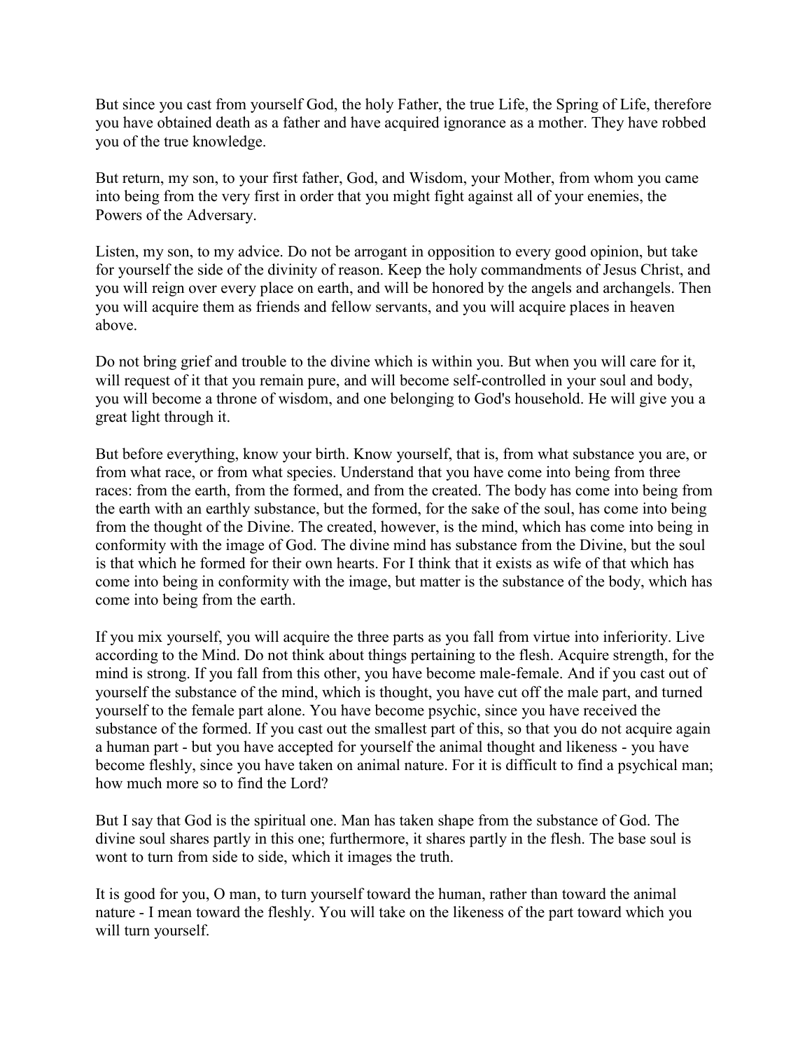But since you cast from yourself God, the holy Father, the true Life, the Spring of Life, therefore you have obtained death as a father and have acquired ignorance as a mother. They have robbed you of the true knowledge.

But return, my son, to your first father, God, and Wisdom, your Mother, from whom you came into being from the very first in order that you might fight against all of your enemies, the Powers of the Adversary.

Listen, my son, to my advice. Do not be arrogant in opposition to every good opinion, but take for yourself the side of the divinity of reason. Keep the holy commandments of Jesus Christ, and you will reign over every place on earth, and will be honored by the angels and archangels. Then you will acquire them as friends and fellow servants, and you will acquire places in heaven above.

Do not bring grief and trouble to the divine which is within you. But when you will care for it, will request of it that you remain pure, and will become self-controlled in your soul and body, you will become a throne of wisdom, and one belonging to God's household. He will give you a great light through it.

But before everything, know your birth. Know yourself, that is, from what substance you are, or from what race, or from what species. Understand that you have come into being from three races: from the earth, from the formed, and from the created. The body has come into being from the earth with an earthly substance, but the formed, for the sake of the soul, has come into being from the thought of the Divine. The created, however, is the mind, which has come into being in conformity with the image of God. The divine mind has substance from the Divine, but the soul is that which he formed for their own hearts. For I think that it exists as wife of that which has come into being in conformity with the image, but matter is the substance of the body, which has come into being from the earth.

If you mix yourself, you will acquire the three parts as you fall from virtue into inferiority. Live according to the Mind. Do not think about things pertaining to the flesh. Acquire strength, for the mind is strong. If you fall from this other, you have become male-female. And if you cast out of yourself the substance of the mind, which is thought, you have cut off the male part, and turned yourself to the female part alone. You have become psychic, since you have received the substance of the formed. If you cast out the smallest part of this, so that you do not acquire again a human part - but you have accepted for yourself the animal thought and likeness - you have become fleshly, since you have taken on animal nature. For it is difficult to find a psychical man; how much more so to find the Lord?

But I say that God is the spiritual one. Man has taken shape from the substance of God. The divine soul shares partly in this one; furthermore, it shares partly in the flesh. The base soul is wont to turn from side to side, which it images the truth.

It is good for you, O man, to turn yourself toward the human, rather than toward the animal nature - I mean toward the fleshly. You will take on the likeness of the part toward which you will turn yourself.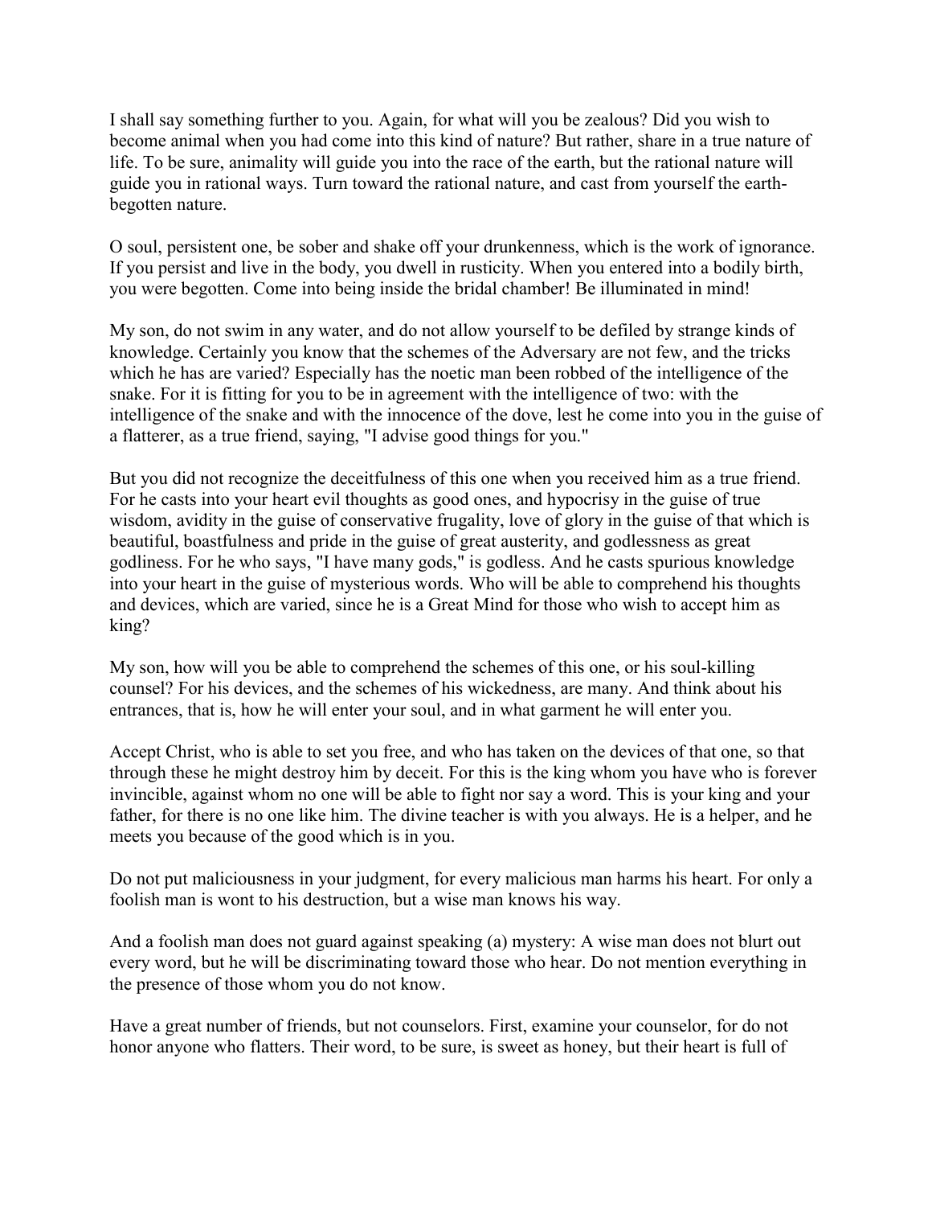I shall say something further to you. Again, for what will you be zealous? Did you wish to become animal when you had come into this kind of nature? But rather, share in a true nature of life. To be sure, animality will guide you into the race of the earth, but the rational nature will guide you in rational ways. Turn toward the rational nature, and cast from yourself the earth-begotten nature.

O soul, persistent one, be sober and shake off your drunkenness, which is the work of ignorance. If you persist and live in the body, you dwell in rusticity. When you entered into a bodily birth, you were begotten. Come into being inside the bridal chamber! Be illuminated in mind!

My son, do not swim in any water, and do not allow yourself to be defiled by strange kinds of knowledge. Certainly you know that the schemes of the Adversary are not few, and the tricks which he has are varied? Especially has the noetic man been robbed of the intelligence of the snake. For it is fitting for you to be in agreement with the intelligence of two: with the intelligence of the snake and with the innocence of the dove, lest he come into you in the guise of a flatterer, as a true friend, saying, "I advise good things for you."

But you did not recognize the deceitfulness of this one when you received him as a true friend. For he casts into your heart evil thoughts as good ones, and hypocrisy in the guise of true wisdom, avidity in the guise of conservative frugality, love of glory in the guise of that which is beautiful, boastfulness and pride in the guise of great austerity, and godlessness as great godliness. For he who says, "I have many gods," is godless. And he casts spurious knowledge into your heart in the guise of mysterious words. Who will be able to comprehend his thoughts and devices, which are varied, since he is a Great Mind for those who wish to accept him as king?

My son, how will you be able to comprehend the schemes of this one, or his soul-killing counsel? For his devices, and the schemes of his wickedness, are many. And think about his entrances, that is, how he will enter your soul, and in what garment he will enter you.

Accept Christ, who is able to set you free, and who has taken on the devices of that one, so that through these he might destroy him by deceit. For this is the king whom you have who is forever invincible, against whom no one will be able to fight nor say a word. This is your king and your father, for there is no one like him. The divine teacher is with you always. He is a helper, and he meets you because of the good which is in you.

Do not put maliciousness in your judgment, for every malicious man harms his heart. For only a foolish man is wont to his destruction, but a wise man knows his way.

And a foolish man does not guard against speaking (a) mystery: A wise man does not blurt out every word, but he will be discriminating toward those who hear. Do not mention everything in the presence of those whom you do not know.

Have a great number of friends, but not counselors. First, examine your counselor, for do not honor anyone who flatters. Their word, to be sure, is sweet as honey, but their heart is full of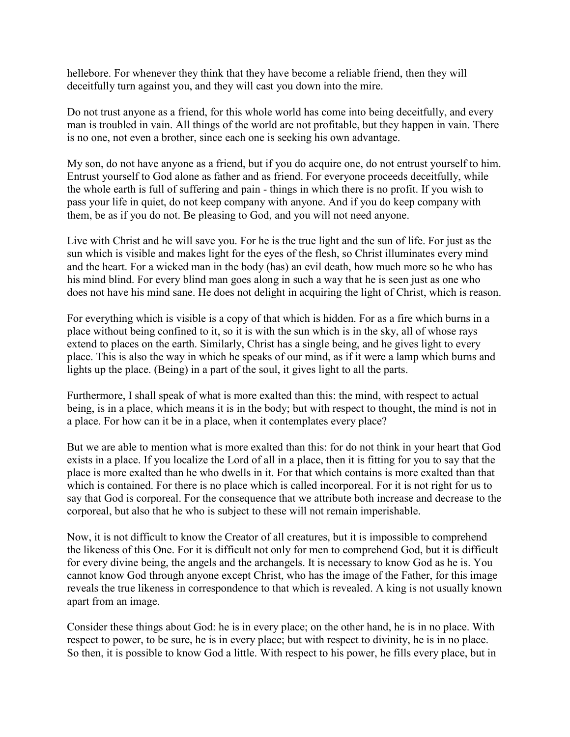hellebore. For whenever they think that they have become a reliable friend, then they will deceitfully turn against you, and they will cast you down into the mire.

Do not trust anyone as a friend, for this whole world has come into being deceitfully, and every man is troubled in vain. All things of the world are not profitable, but they happen in vain. There is no one, not even a brother, since each one is seeking his own advantage.

My son, do not have anyone as a friend, but if you do acquire one, do not entrust yourself to him. Entrust yourself to God alone as father and as friend. For everyone proceeds deceitfully, while the whole earth is full of suffering and pain - things in which there is no profit. If you wish to pass your life in quiet, do not keep company with anyone. And if you do keep company with them, be as if you do not. Be pleasing to God, and you will not need anyone.

Live with Christ and he will save you. For he is the true light and the sun of life. For just as the sun which is visible and makes light for the eyes of the flesh, so Christ illuminates every mind and the heart. For a wicked man in the body (has) an evil death, how much more so he who has his mind blind. For every blind man goes along in such a way that he is seen just as one who does not have his mind sane. He does not delight in acquiring the light of Christ, which is reason.

For everything which is visible is a copy of that which is hidden. For as a fire which burns in a place without being confined to it, so it is with the sun which is in the sky, all of whose rays extend to places on the earth. Similarly, Christ has a single being, and he gives light to every place. This is also the way in which he speaks of our mind, as if it were a lamp which burns and lights up the place. (Being) in a part of the soul, it gives light to all the parts.

Furthermore, I shall speak of what is more exalted than this: the mind, with respect to actual being, is in a place, which means it is in the body; but with respect to thought, the mind is not in a place. For how can it be in a place, when it contemplates every place?

But we are able to mention what is more exalted than this: for do not think in your heart that God exists in a place. If you localize the Lord of all in a place, then it is fitting for you to say that the place is more exalted than he who dwells in it. For that which contains is more exalted than that which is contained. For there is no place which is called incorporeal. For it is not right for us to say that God is corporeal. For the consequence that we attribute both increase and decrease to the corporeal, but also that he who is subject to these will not remain imperishable.

Now, it is not difficult to know the Creator of all creatures, but it is impossible to comprehend the likeness of this One. For it is difficult not only for men to comprehend God, but it is difficult for every divine being, the angels and the archangels. It is necessary to know God as he is. You cannot know God through anyone except Christ, who has the image of the Father, for this image reveals the true likeness in correspondence to that which is revealed. A king is not usually known apart from an image.

Consider these things about God: he is in every place; on the other hand, he is in no place. With respect to power, to be sure, he is in every place; but with respect to divinity, he is in no place. So then, it is possible to know God a little. With respect to his power, he fills every place, but in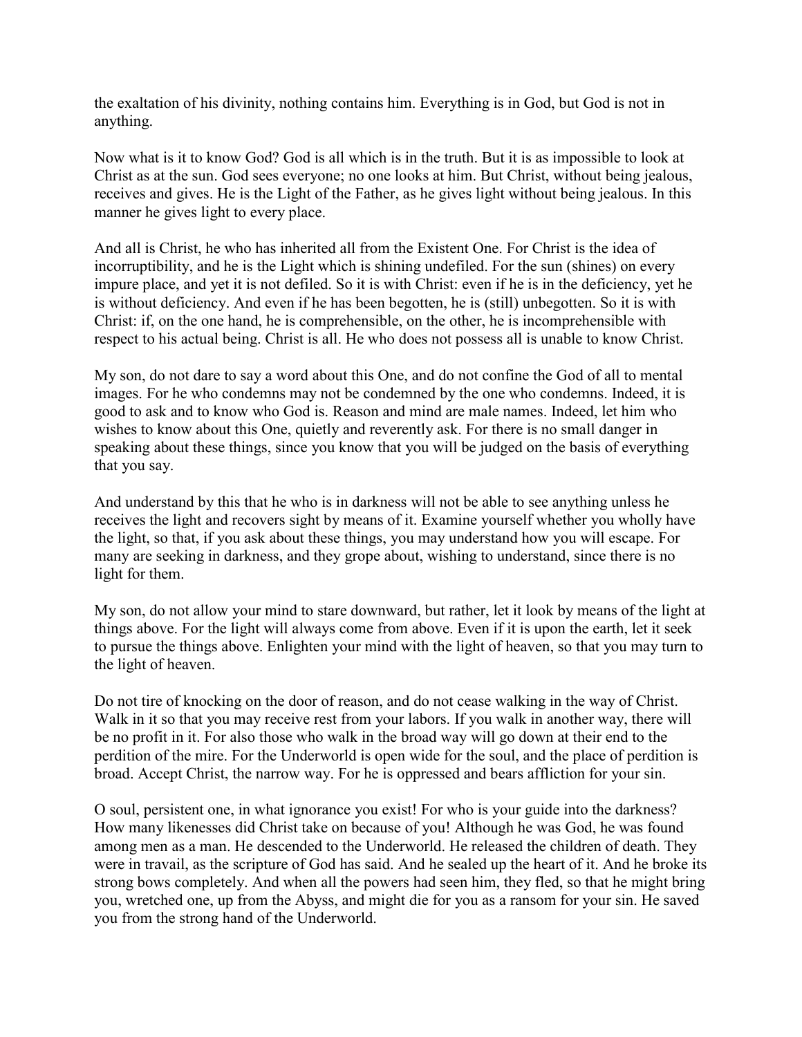the exaltation of his divinity, nothing contains him. Everything is in God, but God is not in anything.

Now what is it to know God? God is all which is in the truth. But it is as impossible to look at Christ as at the sun. God sees everyone; no one looks at him. But Christ, without being jealous, receives and gives. He is the Light of the Father, as he gives light without being jealous. In this manner he gives light to every place.

And all is Christ, he who has inherited all from the Existent One. For Christ is the idea of incorruptibility, and he is the Light which is shining undefiled. For the sun (shines) on every impure place, and yet it is not defiled. So it is with Christ: even if he is in the deficiency, yet he is without deficiency. And even if he has been begotten, he is (still) unbegotten. So it is with Christ: if, on the one hand, he is comprehensible, on the other, he is incomprehensible with respect to his actual being. Christ is all. He who does not possess all is unable to know Christ.

My son, do not dare to say a word about this One, and do not confine the God of all to mental images. For he who condemns may not be condemned by the one who condemns. Indeed, it is good to ask and to know who God is. Reason and mind are male names. Indeed, let him who wishes to know about this One, quietly and reverently ask. For there is no small danger in speaking about these things, since you know that you will be judged on the basis of everything that you say.

And understand by this that he who is in darkness will not be able to see anything unless he receives the light and recovers sight by means of it. Examine yourself whether you wholly have the light, so that, if you ask about these things, you may understand how you will escape. For many are seeking in darkness, and they grope about, wishing to understand, since there is no light for them.

My son, do not allow your mind to stare downward, but rather, let it look by means of the light at things above. For the light will always come from above. Even if it is upon the earth, let it seek to pursue the things above. Enlighten your mind with the light of heaven, so that you may turn to the light of heaven.

Do not tire of knocking on the door of reason, and do not cease walking in the way of Christ. Walk in it so that you may receive rest from your labors. If you walk in another way, there will be no profit in it. For also those who walk in the broad way will go down at their end to the perdition of the mire. For the Underworld is open wide for the soul, and the place of perdition is broad. Accept Christ, the narrow way. For he is oppressed and bears affliction for your sin.

O soul, persistent one, in what ignorance you exist! For who is your guide into the darkness? How many likenesses did Christ take on because of you! Although he was God, he was found among men as a man. He descended to the Underworld. He released the children of death. They were in travail, as the scripture of God has said. And he sealed up the heart of it. And he broke its strong bows completely. And when all the powers had seen him, they fled, so that he might bring you, wretched one, up from the Abyss, and might die for you as a ransom for your sin. He saved you from the strong hand of the Underworld.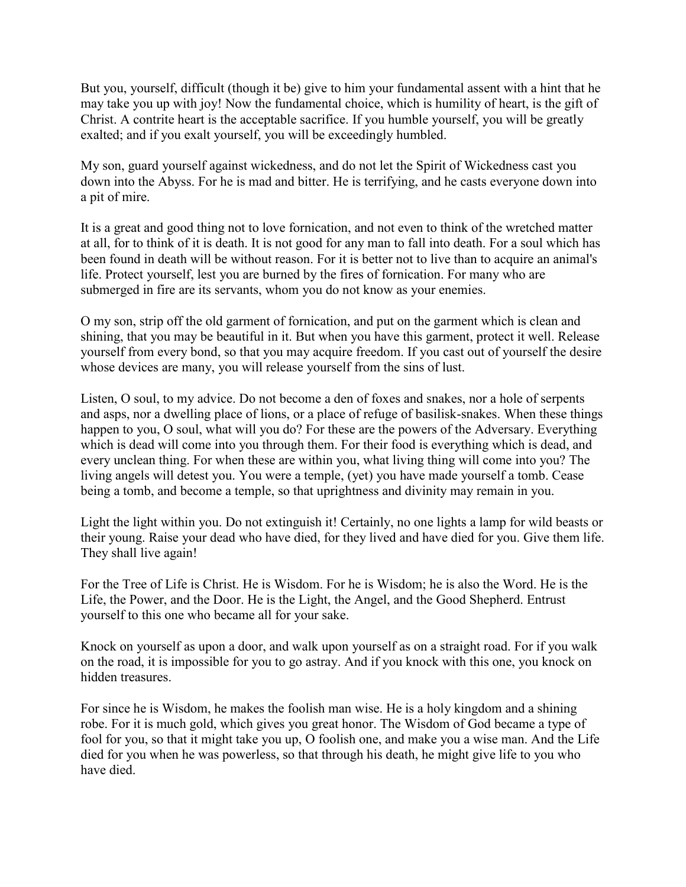But you, yourself, difficult (though it be) give to him your fundamental assent with a hint that he may take you up with joy! Now the fundamental choice, which is humility of heart, is the gift of Christ. A contrite heart is the acceptable sacrifice. If you humble yourself, you will be greatly exalted; and if you exalt yourself, you will be exceedingly humbled.

My son, guard yourself against wickedness, and do not let the Spirit of Wickedness cast you down into the Abyss. For he is mad and bitter. He is terrifying, and he casts everyone down into a pit of mire.

It is a great and good thing not to love fornication, and not even to think of the wretched matter at all, for to think of it is death. It is not good for any man to fall into death. For a soul which has been found in death will be without reason. For it is better not to live than to acquire an animal's life. Protect yourself, lest you are burned by the fires of fornication. For many who are submerged in fire are its servants, whom you do not know as your enemies.

O my son, strip off the old garment of fornication, and put on the garment which is clean and shining, that you may be beautiful in it. But when you have this garment, protect it well. Release yourself from every bond, so that you may acquire freedom. If you cast out of yourself the desire whose devices are many, you will release yourself from the sins of lust.

Listen, O soul, to my advice. Do not become a den of foxes and snakes, nor a hole of serpents and asps, nor a dwelling place of lions, or a place of refuge of basilisk-snakes. When these things happen to you, O soul, what will you do? For these are the powers of the Adversary. Everything which is dead will come into you through them. For their food is everything which is dead, and every unclean thing. For when these are within you, what living thing will come into you? The living angels will detest you. You were a temple, (yet) you have made yourself a tomb. Cease being a tomb, and become a temple, so that uprightness and divinity may remain in you.

Light the light within you. Do not extinguish it! Certainly, no one lights a lamp for wild beasts or their young. Raise your dead who have died, for they lived and have died for you. Give them life. They shall live again!

For the Tree of Life is Christ. He is Wisdom. For he is Wisdom; he is also the Word. He is the Life, the Power, and the Door. He is the Light, the Angel, and the Good Shepherd. Entrust yourself to this one who became all for your sake.

Knock on yourself as upon a door, and walk upon yourself as on a straight road. For if you walk on the road, it is impossible for you to go astray. And if you knock with this one, you knock on hidden treasures.

For since he is Wisdom, he makes the foolish man wise. He is a holy kingdom and a shining robe. For it is much gold, which gives you great honor. The Wisdom of God became a type of fool for you, so that it might take you up, O foolish one, and make you a wise man. And the Life died for you when he was powerless, so that through his death, he might give life to you who have died.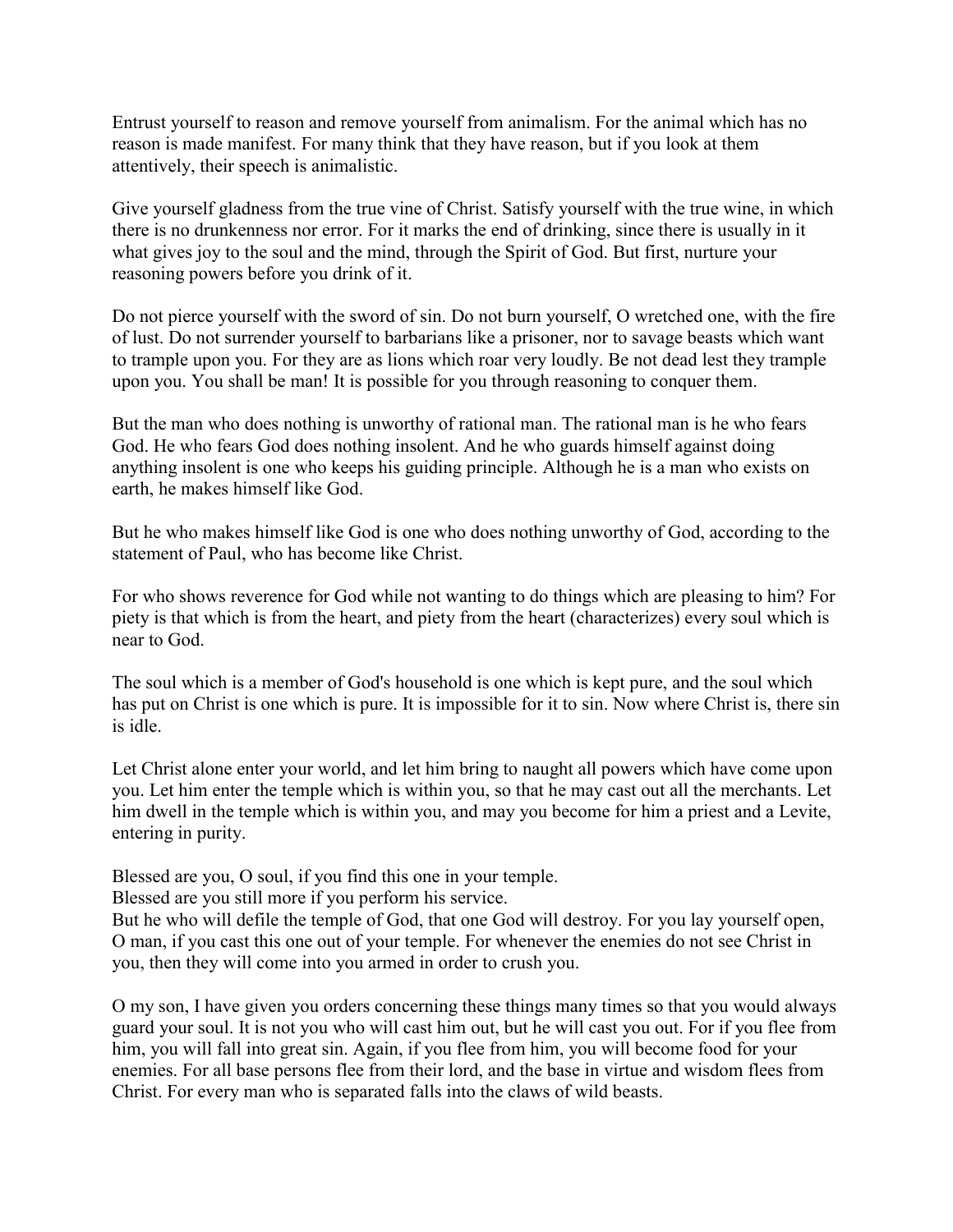Entrust yourself to reason and remove yourself from animalism. For the animal which has no reason is made manifest. For many think that they have reason, but if you look at them attentively, their speech is animalistic.

Give yourself gladness from the true vine of Christ. Satisfy yourself with the true wine, in which there is no drunkenness nor error. For it marks the end of drinking, since there is usually in it what gives joy to the soul and the mind, through the Spirit of God. But first, nurture your reasoning powers before you drink of it.

Do not pierce yourself with the sword of sin. Do not burn yourself, O wretched one, with the fire of lust. Do not surrender yourself to barbarians like a prisoner, nor to savage beasts which want to trample upon you. For they are as lions which roar very loudly. Be not dead lest they trample upon you. You shall be man! It is possible for you through reasoning to conquer them.

But the man who does nothing is unworthy of rational man. The rational man is he who fears God. He who fears God does nothing insolent. And he who guards himself against doing anything insolent is one who keeps his guiding principle. Although he is a man who exists on earth, he makes himself like God.

But he who makes himself like God is one who does nothing unworthy of God, according to the statement of Paul, who has become like Christ.

For who shows reverence for God while not wanting to do things which are pleasing to him? For piety is that which is from the heart, and piety from the heart (characterizes) every soul which is near to God.

The soul which is a member of God's household is one which is kept pure, and the soul which has put on Christ is one which is pure. It is impossible for it to sin. Now where Christ is, there sin is idle.

Let Christ alone enter your world, and let him bring to naught all powers which have come upon you. Let him enter the temple which is within you, so that he may cast out all the merchants. Let him dwell in the temple which is within you, and may you become for him a priest and a Levite, entering in purity.

Blessed are you, O soul, if you find this one in your temple.
Blessed are you still more if you perform his service.
But he who will defile the temple of God, that one God will destroy. For you lay yourself open, O man, if you cast this one out of your temple. For whenever the enemies do not see Christ in you, then they will come into you armed in order to crush you.

O my son, I have given you orders concerning these things many times so that you would always guard your soul. It is not you who will cast him out, but he will cast you out. For if you flee from him, you will fall into great sin. Again, if you flee from him, you will become food for your enemies. For all base persons flee from their lord, and the base in virtue and wisdom flees from Christ. For every man who is separated falls into the claws of wild beasts.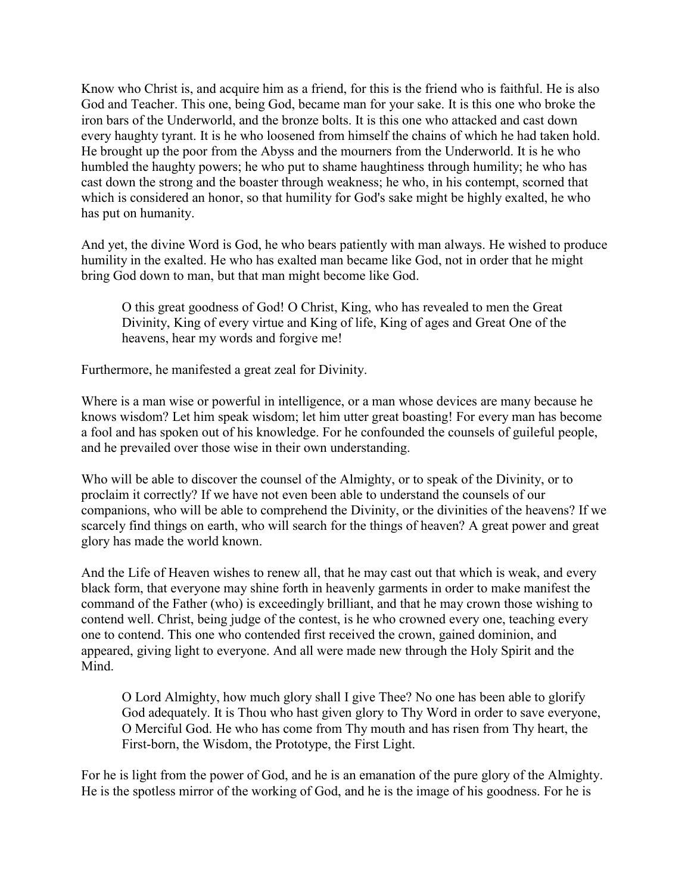Know who Christ is, and acquire him as a friend, for this is the friend who is faithful. He is also God and Teacher. This one, being God, became man for your sake. It is this one who broke the iron bars of the Underworld, and the bronze bolts. It is this one who attacked and cast down every haughty tyrant. It is he who loosened from himself the chains of which he had taken hold. He brought up the poor from the Abyss and the mourners from the Underworld. It is he who humbled the haughty powers; he who put to shame haughtiness through humility; he who has cast down the strong and the boaster through weakness; he who, in his contempt, scorned that which is considered an honor, so that humility for God's sake might be highly exalted, he who has put on humanity.

And yet, the divine Word is God, he who bears patiently with man always. He wished to produce humility in the exalted. He who has exalted man became like God, not in order that he might bring God down to man, but that man might become like God.

> O this great goodness of God! O Christ, King, who has revealed to men the Great Divinity, King of every virtue and King of life, King of ages and Great One of the heavens, hear my words and forgive me!

Furthermore, he manifested a great zeal for Divinity.

Where is a man wise or powerful in intelligence, or a man whose devices are many because he knows wisdom? Let him speak wisdom; let him utter great boasting! For every man has become a fool and has spoken out of his knowledge. For he confounded the counsels of guileful people, and he prevailed over those wise in their own understanding.

Who will be able to discover the counsel of the Almighty, or to speak of the Divinity, or to proclaim it correctly? If we have not even been able to understand the counsels of our companions, who will be able to comprehend the Divinity, or the divinities of the heavens? If we scarcely find things on earth, who will search for the things of heaven? A great power and great glory has made the world known.

And the Life of Heaven wishes to renew all, that he may cast out that which is weak, and every black form, that everyone may shine forth in heavenly garments in order to make manifest the command of the Father (who) is exceedingly brilliant, and that he may crown those wishing to contend well. Christ, being judge of the contest, is he who crowned every one, teaching every one to contend. This one who contended first received the crown, gained dominion, and appeared, giving light to everyone. And all were made new through the Holy Spirit and the Mind.

> O Lord Almighty, how much glory shall I give Thee? No one has been able to glorify God adequately. It is Thou who hast given glory to Thy Word in order to save everyone, O Merciful God. He who has come from Thy mouth and has risen from Thy heart, the First-born, the Wisdom, the Prototype, the First Light.

For he is light from the power of God, and he is an emanation of the pure glory of the Almighty. He is the spotless mirror of the working of God, and he is the image of his goodness. For he is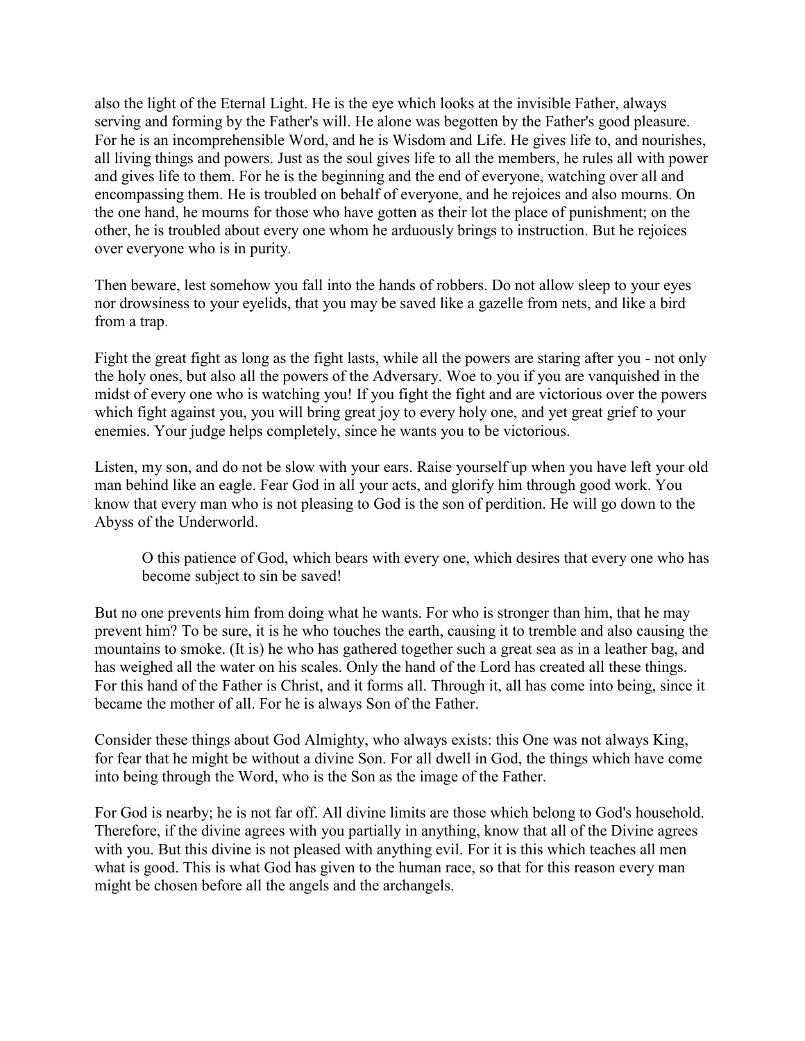also the light of the Eternal Light. He is the eye which looks at the invisible Father, always serving and forming by the Father's will. He alone was begotten by the Father's good pleasure. For he is an incomprehensible Word, and he is Wisdom and Life. He gives life to, and nourishes, all living things and powers. Just as the soul gives life to all the members, he rules all with power and gives life to them. For he is the beginning and the end of everyone, watching over all and encompassing them. He is troubled on behalf of everyone, and he rejoices and also mourns. On the one hand, he mourns for those who have gotten as their lot the place of punishment; on the other, he is troubled about every one whom he arduously brings to instruction. But he rejoices over everyone who is in purity.

Then beware, lest somehow you fall into the hands of robbers. Do not allow sleep to your eyes nor drowsiness to your eyelids, that you may be saved like a gazelle from nets, and like a bird from a trap.

Fight the great fight as long as the fight lasts, while all the powers are staring after you - not only the holy ones, but also all the powers of the Adversary. Woe to you if you are vanquished in the midst of every one who is watching you! If you fight the fight and are victorious over the powers which fight against you, you will bring great joy to every holy one, and yet great grief to your enemies. Your judge helps completely, since he wants you to be victorious.

Listen, my son, and do not be slow with your ears. Raise yourself up when you have left your old man behind like an eagle. Fear God in all your acts, and glorify him through good work. You know that every man who is not pleasing to God is the son of perdition. He will go down to the Abyss of the Underworld.

> O this patience of God, which bears with every one, which desires that every one who has become subject to sin be saved!

But no one prevents him from doing what he wants. For who is stronger than him, that he may prevent him? To be sure, it is he who touches the earth, causing it to tremble and also causing the mountains to smoke. (It is) he who has gathered together such a great sea as in a leather bag, and has weighed all the water on his scales. Only the hand of the Lord has created all these things. For this hand of the Father is Christ, and it forms all. Through it, all has come into being, since it became the mother of all. For he is always Son of the Father.

Consider these things about God Almighty, who always exists: this One was not always King, for fear that he might be without a divine Son. For all dwell in God, the things which have come into being through the Word, who is the Son as the image of the Father.

For God is nearby; he is not far off. All divine limits are those which belong to God's household. Therefore, if the divine agrees with you partially in anything, know that all of the Divine agrees with you. But this divine is not pleased with anything evil. For it is this which teaches all men what is good. This is what God has given to the human race, so that for this reason every man might be chosen before all the angels and the archangels.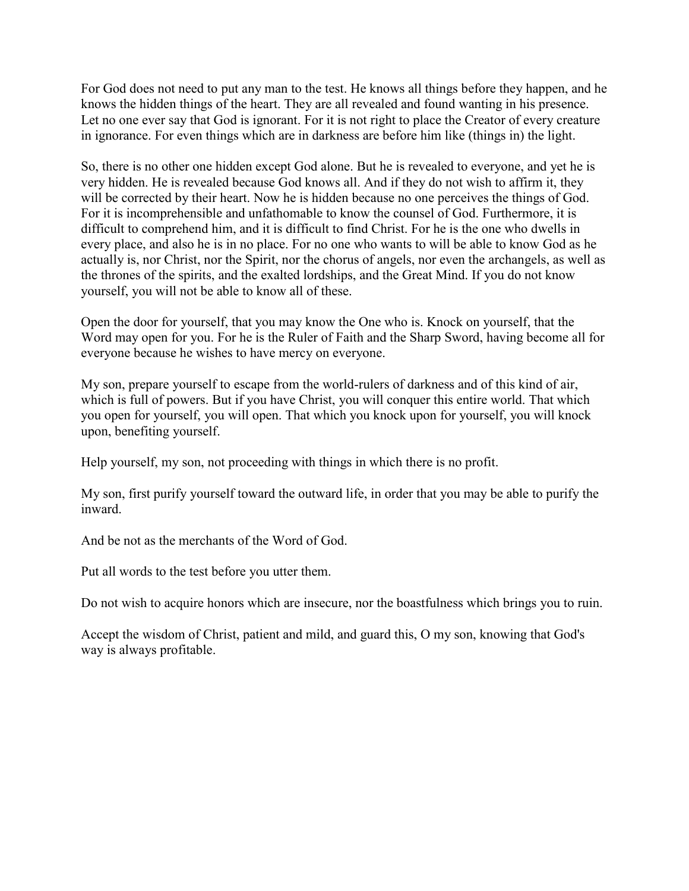For God does not need to put any man to the test. He knows all things before they happen, and he knows the hidden things of the heart. They are all revealed and found wanting in his presence. Let no one ever say that God is ignorant. For it is not right to place the Creator of every creature in ignorance. For even things which are in darkness are before him like (things in) the light.

So, there is no other one hidden except God alone. But he is revealed to everyone, and yet he is very hidden. He is revealed because God knows all. And if they do not wish to affirm it, they will be corrected by their heart. Now he is hidden because no one perceives the things of God. For it is incomprehensible and unfathomable to know the counsel of God. Furthermore, it is difficult to comprehend him, and it is difficult to find Christ. For he is the one who dwells in every place, and also he is in no place. For no one who wants to will be able to know God as he actually is, nor Christ, nor the Spirit, nor the chorus of angels, nor even the archangels, as well as the thrones of the spirits, and the exalted lordships, and the Great Mind. If you do not know yourself, you will not be able to know all of these.

Open the door for yourself, that you may know the One who is. Knock on yourself, that the Word may open for you. For he is the Ruler of Faith and the Sharp Sword, having become all for everyone because he wishes to have mercy on everyone.

My son, prepare yourself to escape from the world-rulers of darkness and of this kind of air, which is full of powers. But if you have Christ, you will conquer this entire world. That which you open for yourself, you will open. That which you knock upon for yourself, you will knock upon, benefiting yourself.

Help yourself, my son, not proceeding with things in which there is no profit.

My son, first purify yourself toward the outward life, in order that you may be able to purify the inward.

And be not as the merchants of the Word of God.

Put all words to the test before you utter them.

Do not wish to acquire honors which are insecure, nor the boastfulness which brings you to ruin.

Accept the wisdom of Christ, patient and mild, and guard this, O my son, knowing that God's way is always profitable.